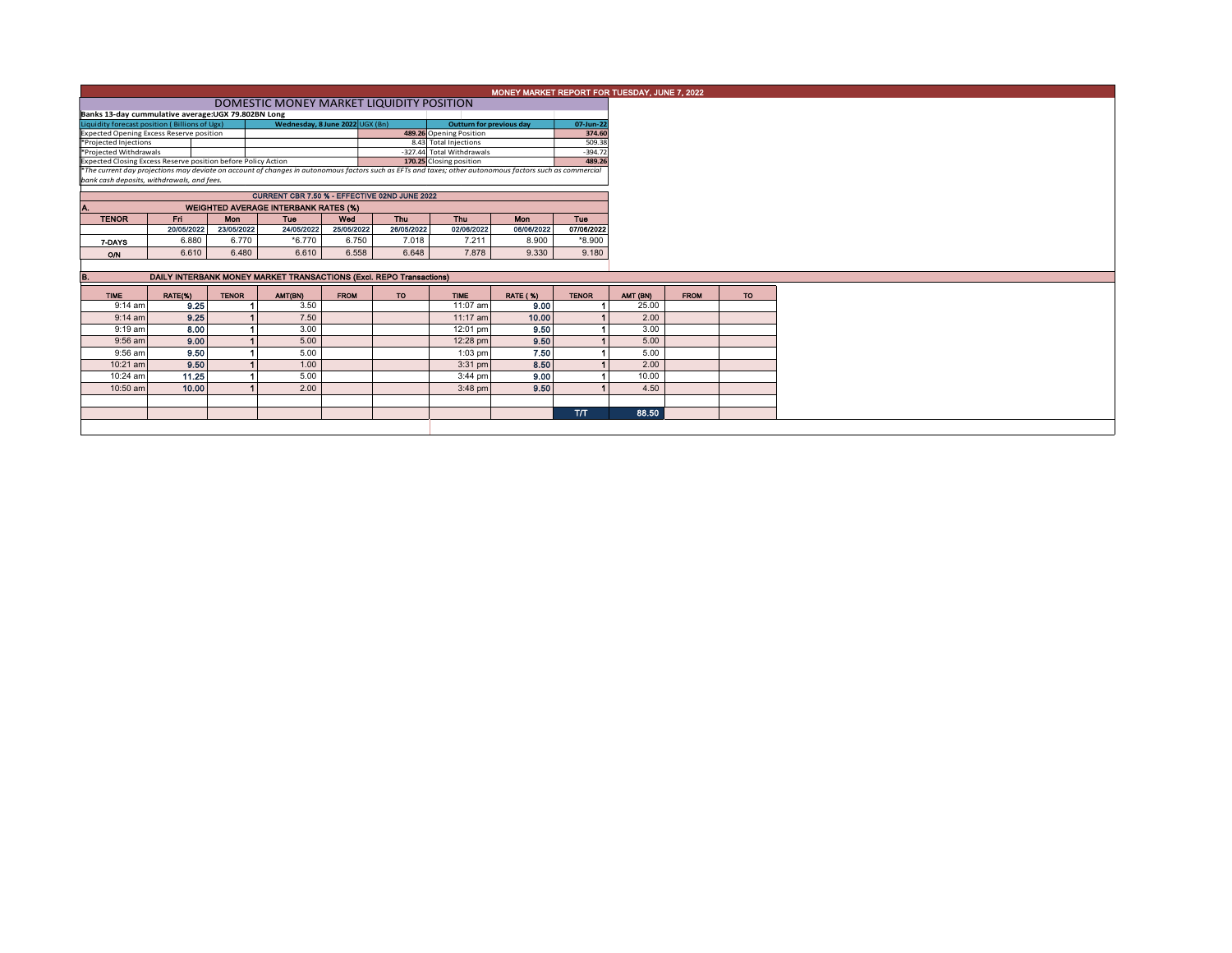# MONEY MARKET REPORT FOR TUESDAY, JUNE 7, 2022

## DOMESTIC MONEY MARKET LIQUIDITY POSITION

**Banks 13-day cummulative average:UGX 79.802BN Long**

| Liquidity forecast position ( Billions of Ugx) | Wednesday, 8 June 2022 UGX (Bn) | | Outturn for previous day | 07-Jun-22 |
|---|---|---|---|---|
| Expected Opening Excess Reserve position | | 489.26 | Opening Position | 374.60 |
| *Projected Injections | | 8.43 | Total Injections | 509.38 |
| *Projected Withdrawals | | -327.44 | Total Withdrawals | -394.72 |
| Expected Closing Excess Reserve position before Policy Action | | 170.25 | Closing position | 489.26 |

*The current day projections may deviate on account of changes in autonomous factors such as EFTs and taxes; other autonomous factors such as commercial bank cash deposits, withdrawals, and fees.*

**CURRENT CBR 7.50 % - EFFECTIVE 02ND JUNE 2022**

### A. WEIGHTED AVERAGE INTERBANK RATES (%)

| TENOR | Fri | Mon | Tue | Wed | Thu | Thu | Mon | Tue |
|---|---|---|---|---|---|---|---|---|
| | 20/05/2022 | 23/05/2022 | 24/05/2022 | 25/05/2022 | 26/05/2022 | 02/06/2022 | 06/06/2022 | 07/06/2022 |
| 7-DAYS | 6.880 | 6.770 | *6.770 | 6.750 | 7.018 | 7.211 | 8.900 | *8.900 |
| O/N | 6.610 | 6.480 | 6.610 | 6.558 | 6.648 | 7.878 | 9.330 | 9.180 |

### B. DAILY INTERBANK MONEY MARKET TRANSACTIONS (Excl. REPO Transactions)

| TIME | RATE(%) | TENOR | AMT(BN) | FROM | TO | TIME | RATE ( %) | TENOR | AMT (BN) | FROM | TO |
|---|---|---|---|---|---|---|---|---|---|---|---|
| 9:14 am | 9.25 | 1 | 3.50 | | | 11:07 am | 9.00 | 1 | 25.00 | | |
| 9:14 am | 9.25 | 1 | 7.50 | | | 11:17 am | 10.00 | 1 | 2.00 | | |
| 9:19 am | 8.00 | 1 | 3.00 | | | 12:01 pm | 9.50 | 1 | 3.00 | | |
| 9:56 am | 9.00 | 1 | 5.00 | | | 12:28 pm | 9.50 | 1 | 5.00 | | |
| 9:56 am | 9.50 | 1 | 5.00 | | | 1:03 pm | 7.50 | 1 | 5.00 | | |
| 10:21 am | 9.50 | 1 | 1.00 | | | 3:31 pm | 8.50 | 1 | 2.00 | | |
| 10:24 am | 11.25 | 1 | 5.00 | | | 3:44 pm | 9.00 | 1 | 10.00 | | |
| 10:50 am | 10.00 | 1 | 2.00 | | | 3:48 pm | 9.50 | 1 | 4.50 | | |
| | | | | | | | | T/T | 88.50 | | |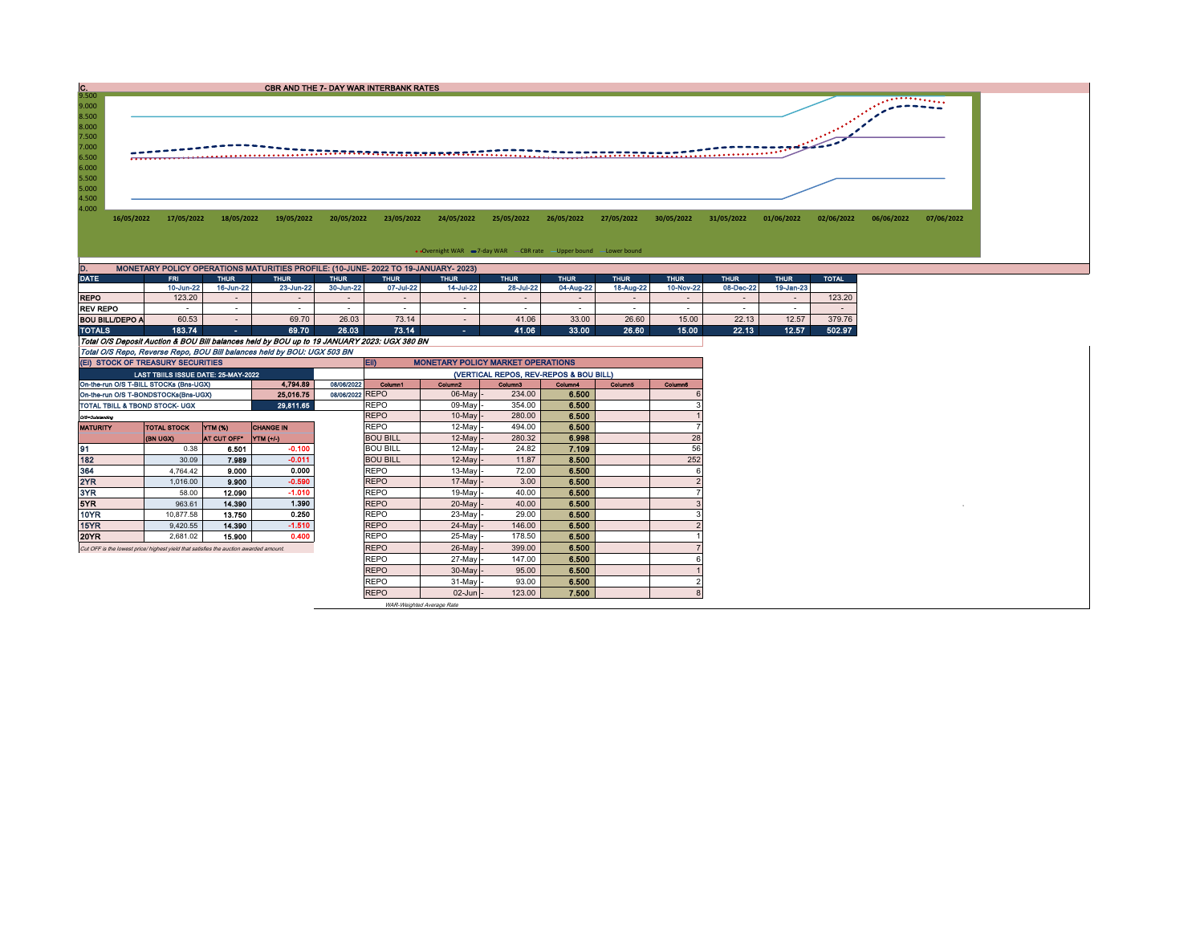## C. CBR AND THE 7- DAY WAR INTERBANK RATES

Legend: Overnight WAR, 7-day WAR, CBR rate, Upper bound, Lower bound

Dates: 16/05/2022, 17/05/2022, 18/05/2022, 19/05/2022, 20/05/2022, 23/05/2022, 24/05/2022, 25/05/2022, 26/05/2022, 27/05/2022, 30/05/2022, 31/05/2022, 01/06/2022, 02/06/2022, 06/06/2022, 07/06/2022

## D. MONETARY POLICY OPERATIONS MATURITIES PROFILE: (10-JUNE- 2022 TO 19-JANUARY- 2023)

| DATE | FRI | THUR | THUR | THUR | THUR | THUR | THUR | THUR | THUR | THUR | THUR | THUR | TOTAL |
|---|---|---|---|---|---|---|---|---|---|---|---|---|---|
| | 10-Jun-22 | 16-Jun-22 | 23-Jun-22 | 30-Jun-22 | 07-Jul-22 | 14-Jul-22 | 28-Jul-22 | 04-Aug-22 | 18-Aug-22 | 10-Nov-22 | 08-Dec-22 | 19-Jan-23 | |
| REPO | 123.20 | - | - | - | - | - | - | - | - | - | - | - | 123.20 |
| REV REPO | - | - | - | - | - | - | - | - | - | - | - | - | - |
| BOU BILL/DEPO A | 60.53 | - | 69.70 | 26.03 | 73.14 | - | 41.06 | 33.00 | 26.60 | 15.00 | 22.13 | 12.57 | 379.76 |
| TOTALS | 183.74 | - | 69.70 | 26.03 | 73.14 | - | 41.06 | 33.00 | 26.60 | 15.00 | 22.13 | 12.57 | 502.97 |

*Total O/S Deposit Auction & BOU Bill balances held by BOU up to 19 JANUARY 2023: UGX 380 BN*

*Total O/S Repo, Reverse Repo, BOU Bill balances held by BOU: UGX 503 BN*

## (EI) STOCK OF TREASURY SECURITIES

| LAST TBIILS ISSUE DATE: 25-MAY-2022 | | |
|---|---|---|
| On-the-run O/S T-BILL STOCKs (Bns-UGX) | 4,794.89 | 08/06/2022 |
| On-the-run O/S T-BONDSTOCKs(Bns-UGX) | 25,016.75 | 08/06/2022 |
| TOTAL TBILL & TBOND STOCK- UGX | 29,811.65 | |

O/S=Outstanding

| MATURITY | TOTAL STOCK (BN UGX) | YTM (%) AT CUT OFF* | CHANGE IN YTM (+/-) |
|---|---|---|---|
| 91 | 0.38 | 6.501 | -0.100 |
| 182 | 30.09 | 7.989 | -0.011 |
| 364 | 4,764.42 | 9.000 | 0.000 |
| 2YR | 1,016.00 | 9.900 | -0.590 |
| 3YR | 58.00 | 12.090 | -1.010 |
| 5YR | 963.61 | 14.390 | 1.390 |
| 10YR | 10,877.58 | 13.750 | 0.250 |
| 15YR | 9,420.55 | 14.390 | -1.510 |
| 20YR | 2,681.02 | 15.900 | 0.400 |

*Cut OFF is the lowest price/ highest yield that satisfies the auction awarded amount.*

## EII) MONETARY POLICY MARKET OPERATIONS

(VERTICAL REPOS, REV-REPOS & BOU BILL)

| Column1 | Column2 | | Column3 | Column4 | Column5 | Column6 |
|---|---|---|---|---|---|---|
| REPO | 06-May | - | 234.00 | 6.500 | | 6 |
| REPO | 09-May | - | 354.00 | 6.500 | | 3 |
| REPO | 10-May | - | 280.00 | 6.500 | | 1 |
| REPO | 12-May | - | 494.00 | 6.500 | | 7 |
| BOU BILL | 12-May | - | 280.32 | 6.998 | | 28 |
| BOU BILL | 12-May | - | 24.82 | 7.109 | | 56 |
| BOU BILL | 12-May | - | 11.87 | 8.500 | | 252 |
| REPO | 13-May | - | 72.00 | 6.500 | | 6 |
| REPO | 17-May | - | 3.00 | 6.500 | | 2 |
| REPO | 19-May | - | 40.00 | 6.500 | | 7 |
| REPO | 20-May | - | 40.00 | 6.500 | | 3 |
| REPO | 23-May | - | 29.00 | 6.500 | | 3 |
| REPO | 24-May | - | 146.00 | 6.500 | | 2 |
| REPO | 25-May | - | 178.50 | 6.500 | | 1 |
| REPO | 26-May | - | 399.00 | 6.500 | | 7 |
| REPO | 27-May | - | 147.00 | 6.500 | | 6 |
| REPO | 30-May | - | 95.00 | 6.500 | | 1 |
| REPO | 31-May | - | 93.00 | 6.500 | | 2 |
| REPO | 02-Jun | - | 123.00 | 7.500 | | 8 |

*WAR-Weighted Average Rate*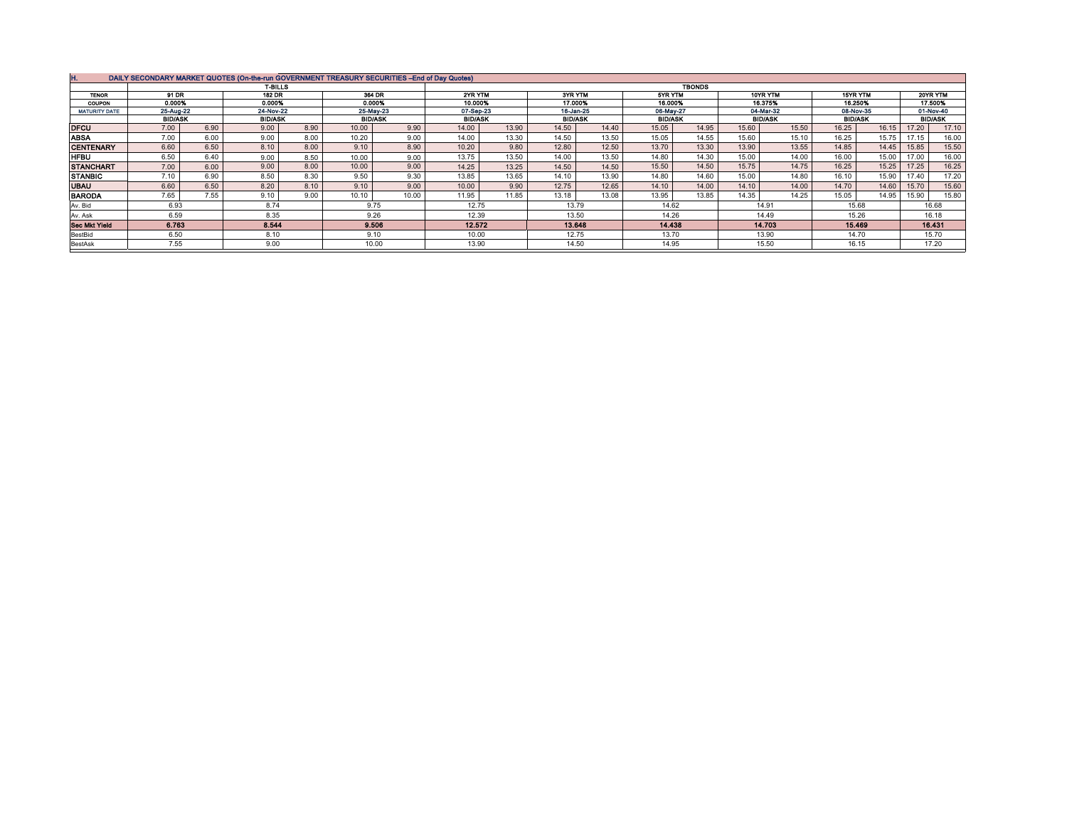| H. DAILY SECONDARY MARKET QUOTES (On-the-run GOVERNMENT TREASURY SECURITIES –End of Day Quotes) | | | | | | | | | | | | | | | | | | | |
|---|---|---|---|---|---|---|---|---|---|---|---|---|---|---|---|---|---|---|---|
| | T-BILLS | | | | | | TBONDS | | | | | | | | | | | | |
| TENOR | 91 DR | | 182 DR | | 364 DR | | 2YR YTM | | 3YR YTM | | 5YR YTM | | 10YR YTM | | 15YR YTM | | 20YR YTM | | |
| COUPON | 0.000% | | 0.000% | | 0.000% | | 10.000% | | 17.000% | | 16.000% | | 16.375% | | 16.250% | | 17.500% | | |
| MATURITY DATE | 25-Aug-22 | | 24-Nov-22 | | 25-May-23 | | 07-Sep-23 | | 16-Jan-25 | | 08-May-27 | | 04-Mar-32 | | 08-Nov-35 | | 01-Nov-40 | | |
| | BID/ASK | | BID/ASK | | BID/ASK | | BID/ASK | | BID/ASK | | BID/ASK | | BID/ASK | | BID/ASK | | BID/ASK | | |
| DFCU | 7.00 | 6.90 | 9.00 | 8.90 | 10.00 | 9.90 | 14.00 | 13.90 | 14.50 | 14.40 | 15.05 | 14.95 | 15.60 | 15.50 | 16.25 | 16.15 | 17.20 | 17.10 | |
| ABSA | 7.00 | 6.00 | 9.00 | 8.00 | 10.20 | 9.00 | 14.00 | 13.30 | 14.50 | 13.50 | 15.05 | 14.55 | 15.60 | 15.10 | 16.25 | 15.75 | 17.15 | 16.00 | |
| CENTENARY | 6.60 | 6.50 | 8.10 | 8.00 | 9.10 | 8.90 | 10.20 | 9.80 | 12.80 | 12.50 | 13.70 | 13.30 | 13.90 | 13.55 | 14.85 | 14.45 | 15.85 | 15.50 | |
| HFBU | 6.50 | 6.40 | 9.00 | 8.50 | 10.00 | 9.00 | 13.75 | 13.50 | 14.00 | 13.50 | 14.80 | 14.30 | 15.00 | 14.00 | 16.00 | 15.00 | 17.00 | 16.00 | |
| STANCHART | 7.00 | 6.00 | 9.00 | 8.00 | 10.00 | 9.00 | 14.25 | 13.25 | 14.50 | 14.50 | 15.50 | 14.50 | 15.75 | 14.75 | 16.25 | 15.25 | 17.25 | 16.25 | |
| STANBIC | 7.10 | 6.90 | 8.50 | 8.30 | 9.50 | 9.30 | 13.85 | 13.65 | 14.10 | 13.90 | 14.80 | 14.60 | 15.00 | 14.80 | 16.10 | 15.90 | 17.40 | 17.20 | |
| UBAU | 6.60 | 6.50 | 8.20 | 8.10 | 9.10 | 9.00 | 10.00 | 9.90 | 12.75 | 12.65 | 14.10 | 14.00 | 14.10 | 14.00 | 14.70 | 14.60 | 15.70 | 15.60 | |
| BARODA | 7.65 | 7.55 | 9.10 | 9.00 | 10.10 | 10.00 | 11.95 | 11.85 | 13.18 | 13.08 | 13.95 | 13.85 | 14.35 | 14.25 | 15.05 | 14.95 | 15.90 | 15.80 | |
| Av. Bid | 6.93 | | 8.74 | | 9.75 | | 12.75 | | 13.79 | | 14.62 | | 14.91 | | 15.68 | | 16.68 | | |
| Av. Ask | 6.59 | | 8.35 | | 9.26 | | 12.39 | | 13.50 | | 14.26 | | 14.49 | | 15.26 | | 16.18 | | |
| Sec Mkt Yield | 6.763 | | 8.544 | | 9.506 | | 12.572 | | 13.648 | | 14.438 | | 14.703 | | 15.469 | | 16.431 | | |
| BestBid | 6.50 | | 8.10 | | 9.10 | | 10.00 | | 12.75 | | 13.70 | | 13.90 | | 14.70 | | 15.70 | | |
| BestAsk | 7.55 | | 9.00 | | 10.00 | | 13.90 | | 14.50 | | 14.95 | | 15.50 | | 16.15 | | 17.20 | | |